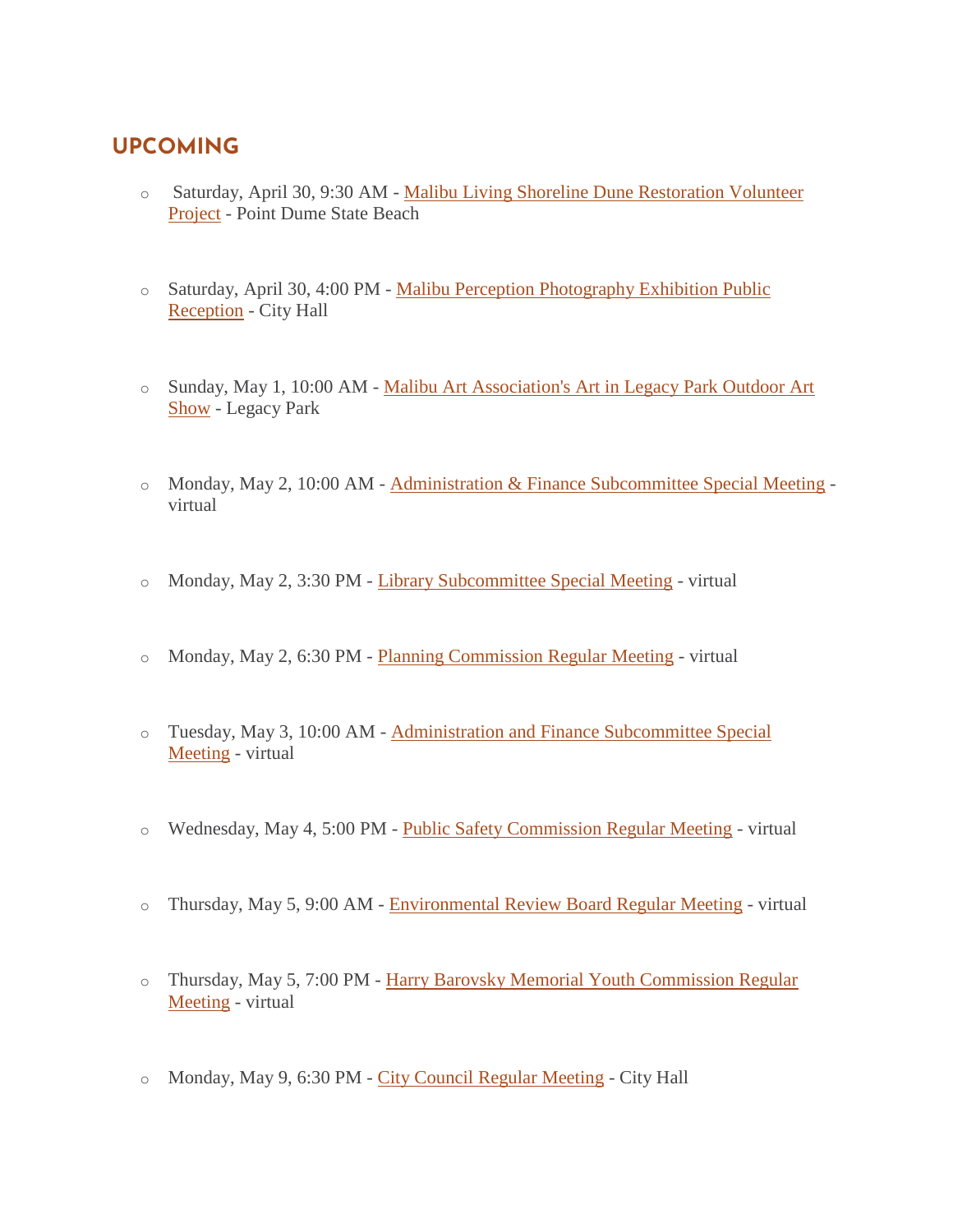## UPCOMING

- Saturday, April 30, 9:30 AM - Malibu Living Shoreline Dune Restoration Volunteer Project - Point Dume State Beach
- Saturday, April 30, 4:00 PM - Malibu Perception Photography Exhibition Public Reception - City Hall
- Sunday, May 1, 10:00 AM - Malibu Art Association's Art in Legacy Park Outdoor Art Show - Legacy Park
- Monday, May 2, 10:00 AM - Administration & Finance Subcommittee Special Meeting - virtual
- Monday, May 2, 3:30 PM - Library Subcommittee Special Meeting - virtual
- Monday, May 2, 6:30 PM - Planning Commission Regular Meeting - virtual
- Tuesday, May 3, 10:00 AM - Administration and Finance Subcommittee Special Meeting - virtual
- Wednesday, May 4, 5:00 PM - Public Safety Commission Regular Meeting - virtual
- Thursday, May 5, 9:00 AM - Environmental Review Board Regular Meeting - virtual
- Thursday, May 5, 7:00 PM - Harry Barovsky Memorial Youth Commission Regular Meeting - virtual
- Monday, May 9, 6:30 PM - City Council Regular Meeting - City Hall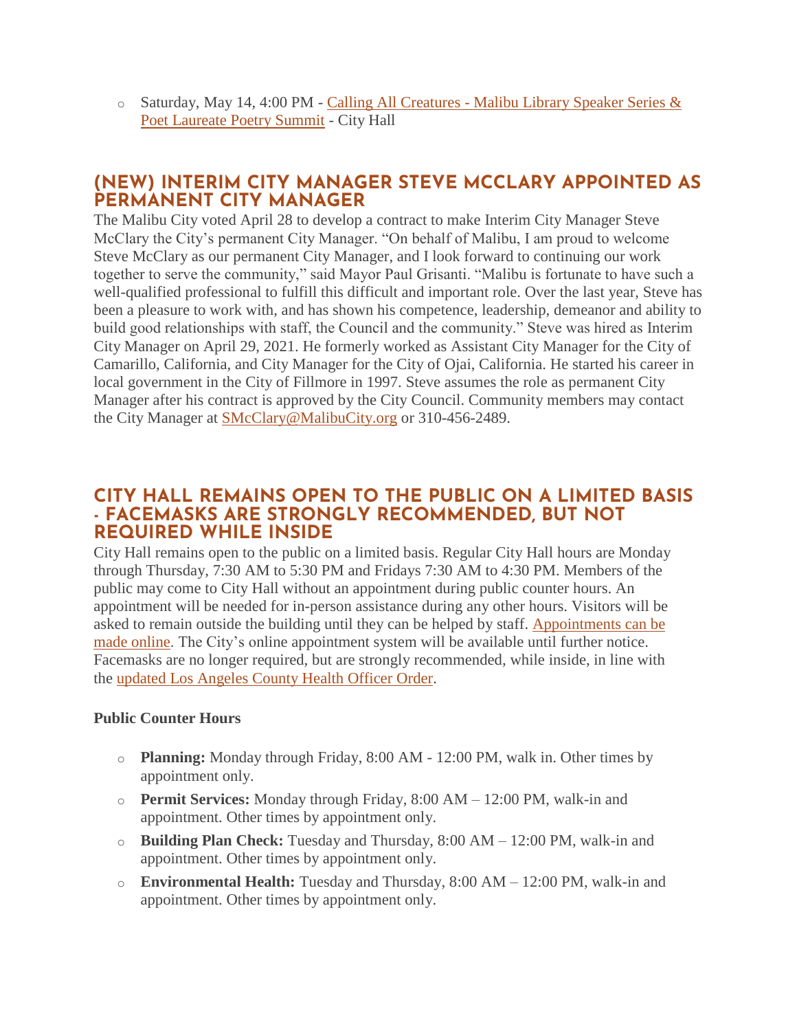- Saturday, May 14, 4:00 PM - [Calling All Creatures - Malibu Library Speaker Series & Poet Laureate Poetry Summit]() - City Hall

## (NEW) INTERIM CITY MANAGER STEVE MCCLARY APPOINTED AS PERMANENT CITY MANAGER

The Malibu City voted April 28 to develop a contract to make Interim City Manager Steve McClary the City's permanent City Manager. "On behalf of Malibu, I am proud to welcome Steve McClary as our permanent City Manager, and I look forward to continuing our work together to serve the community," said Mayor Paul Grisanti. "Malibu is fortunate to have such a well-qualified professional to fulfill this difficult and important role. Over the last year, Steve has been a pleasure to work with, and has shown his competence, leadership, demeanor and ability to build good relationships with staff, the Council and the community." Steve was hired as Interim City Manager on April 29, 2021. He formerly worked as Assistant City Manager for the City of Camarillo, California, and City Manager for the City of Ojai, California. He started his career in local government in the City of Fillmore in 1997. Steve assumes the role as permanent City Manager after his contract is approved by the City Council. Community members may contact the City Manager at [SMcClary@MalibuCity.org]() or 310-456-2489.

## CITY HALL REMAINS OPEN TO THE PUBLIC ON A LIMITED BASIS - FACEMASKS ARE STRONGLY RECOMMENDED, BUT NOT REQUIRED WHILE INSIDE

City Hall remains open to the public on a limited basis. Regular City Hall hours are Monday through Thursday, 7:30 AM to 5:30 PM and Fridays 7:30 AM to 4:30 PM. Members of the public may come to City Hall without an appointment during public counter hours. An appointment will be needed for in-person assistance during any other hours. Visitors will be asked to remain outside the building until they can be helped by staff. [Appointments can be made online](). The City's online appointment system will be available until further notice. Facemasks are no longer required, but are strongly recommended, while inside, in line with the [updated Los Angeles County Health Officer Order]().

**Public Counter Hours**

- **Planning:** Monday through Friday, 8:00 AM - 12:00 PM, walk in. Other times by appointment only.
- **Permit Services:** Monday through Friday, 8:00 AM – 12:00 PM, walk-in and appointment. Other times by appointment only.
- **Building Plan Check:** Tuesday and Thursday, 8:00 AM – 12:00 PM, walk-in and appointment. Other times by appointment only.
- **Environmental Health:** Tuesday and Thursday, 8:00 AM – 12:00 PM, walk-in and appointment. Other times by appointment only.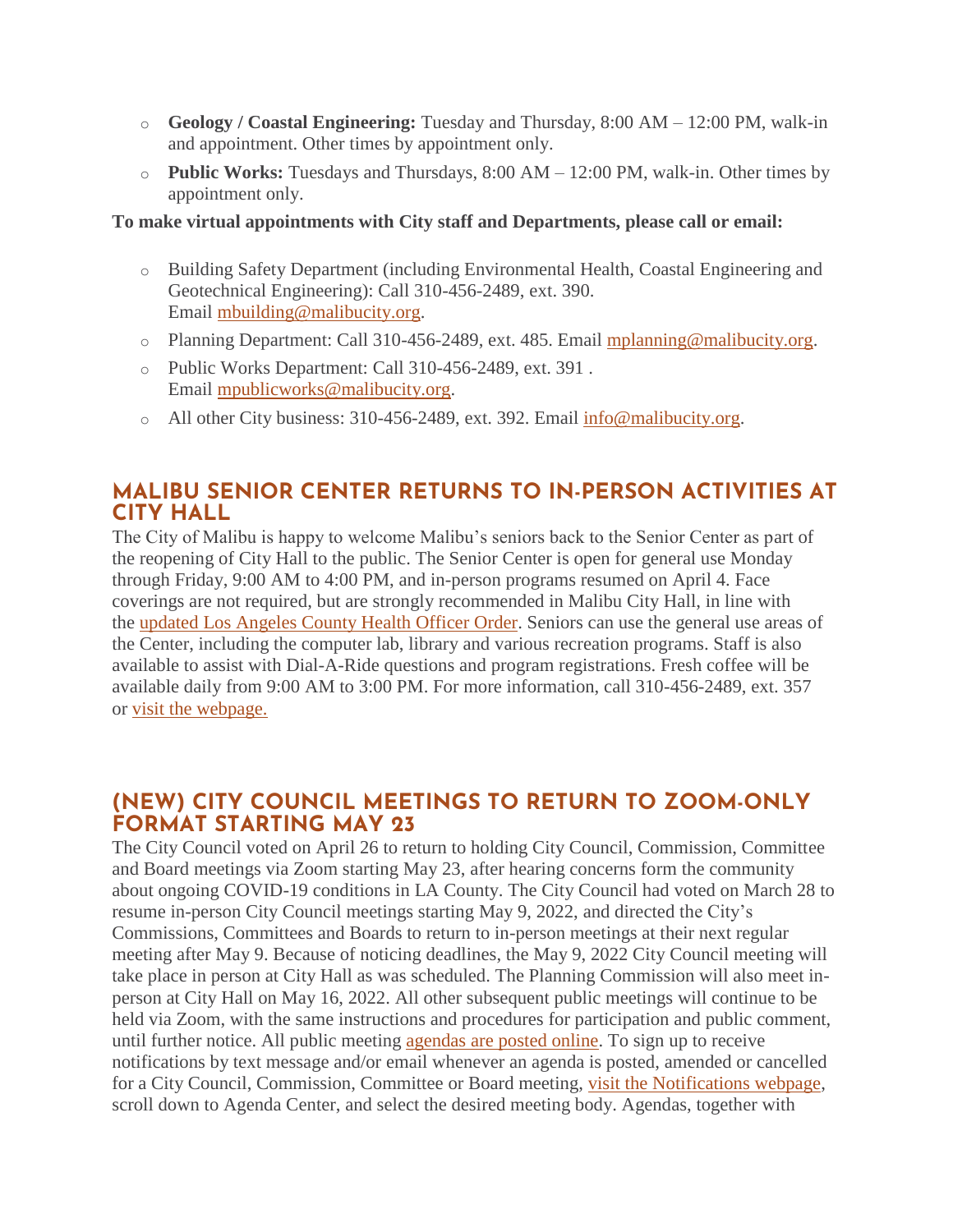- **Geology / Coastal Engineering:** Tuesday and Thursday, 8:00 AM – 12:00 PM, walk-in and appointment. Other times by appointment only.
- **Public Works:** Tuesdays and Thursdays, 8:00 AM – 12:00 PM, walk-in. Other times by appointment only.

**To make virtual appointments with City staff and Departments, please call or email:**

- Building Safety Department (including Environmental Health, Coastal Engineering and Geotechnical Engineering): Call 310-456-2489, ext. 390. Email [mbuilding@malibucity.org](mailto:mbuilding@malibucity.org).
- Planning Department: Call 310-456-2489, ext. 485. Email [mplanning@malibucity.org](mailto:mplanning@malibucity.org).
- Public Works Department: Call 310-456-2489, ext. 391 . Email [mpublicworks@malibucity.org](mailto:mpublicworks@malibucity.org).
- All other City business: 310-456-2489, ext. 392. Email [info@malibucity.org](mailto:info@malibucity.org).

## MALIBU SENIOR CENTER RETURNS TO IN-PERSON ACTIVITIES AT CITY HALL

The City of Malibu is happy to welcome Malibu's seniors back to the Senior Center as part of the reopening of City Hall to the public. The Senior Center is open for general use Monday through Friday, 9:00 AM to 4:00 PM, and in-person programs resumed on April 4. Face coverings are not required, but are strongly recommended in Malibu City Hall, in line with the updated Los Angeles County Health Officer Order. Seniors can use the general use areas of the Center, including the computer lab, library and various recreation programs. Staff is also available to assist with Dial-A-Ride questions and program registrations. Fresh coffee will be available daily from 9:00 AM to 3:00 PM. For more information, call 310-456-2489, ext. 357 or visit the webpage.

## (NEW) CITY COUNCIL MEETINGS TO RETURN TO ZOOM-ONLY FORMAT STARTING MAY 23

The City Council voted on April 26 to return to holding City Council, Commission, Committee and Board meetings via Zoom starting May 23, after hearing concerns form the community about ongoing COVID-19 conditions in LA County. The City Council had voted on March 28 to resume in-person City Council meetings starting May 9, 2022, and directed the City's Commissions, Committees and Boards to return to in-person meetings at their next regular meeting after May 9. Because of noticing deadlines, the May 9, 2022 City Council meeting will take place in person at City Hall as was scheduled. The Planning Commission will also meet in-person at City Hall on May 16, 2022. All other subsequent public meetings will continue to be held via Zoom, with the same instructions and procedures for participation and public comment, until further notice. All public meeting agendas are posted online. To sign up to receive notifications by text message and/or email whenever an agenda is posted, amended or cancelled for a City Council, Commission, Committee or Board meeting, visit the Notifications webpage, scroll down to Agenda Center, and select the desired meeting body. Agendas, together with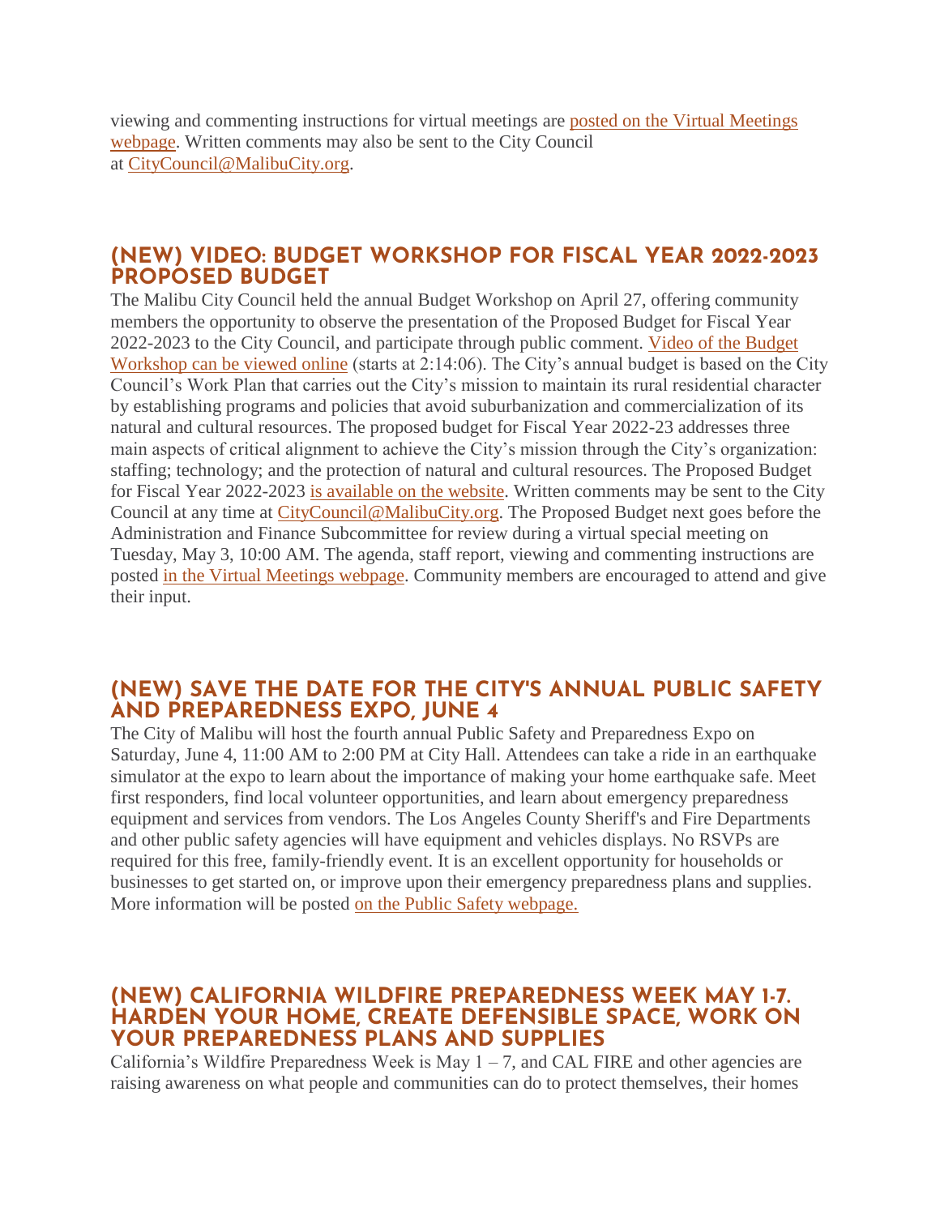viewing and commenting instructions for virtual meetings are posted on the Virtual Meetings webpage. Written comments may also be sent to the City Council at CityCouncil@MalibuCity.org.

## (NEW) VIDEO: BUDGET WORKSHOP FOR FISCAL YEAR 2022-2023 PROPOSED BUDGET

The Malibu City Council held the annual Budget Workshop on April 27, offering community members the opportunity to observe the presentation of the Proposed Budget for Fiscal Year 2022-2023 to the City Council, and participate through public comment. Video of the Budget Workshop can be viewed online (starts at 2:14:06). The City's annual budget is based on the City Council's Work Plan that carries out the City's mission to maintain its rural residential character by establishing programs and policies that avoid suburbanization and commercialization of its natural and cultural resources. The proposed budget for Fiscal Year 2022-23 addresses three main aspects of critical alignment to achieve the City's mission through the City's organization: staffing; technology; and the protection of natural and cultural resources. The Proposed Budget for Fiscal Year 2022-2023 is available on the website. Written comments may be sent to the City Council at any time at CityCouncil@MalibuCity.org. The Proposed Budget next goes before the Administration and Finance Subcommittee for review during a virtual special meeting on Tuesday, May 3, 10:00 AM. The agenda, staff report, viewing and commenting instructions are posted in the Virtual Meetings webpage. Community members are encouraged to attend and give their input.

## (NEW) SAVE THE DATE FOR THE CITY'S ANNUAL PUBLIC SAFETY AND PREPAREDNESS EXPO, JUNE 4

The City of Malibu will host the fourth annual Public Safety and Preparedness Expo on Saturday, June 4, 11:00 AM to 2:00 PM at City Hall. Attendees can take a ride in an earthquake simulator at the expo to learn about the importance of making your home earthquake safe. Meet first responders, find local volunteer opportunities, and learn about emergency preparedness equipment and services from vendors. The Los Angeles County Sheriff's and Fire Departments and other public safety agencies will have equipment and vehicles displays. No RSVPs are required for this free, family-friendly event. It is an excellent opportunity for households or businesses to get started on, or improve upon their emergency preparedness plans and supplies. More information will be posted on the Public Safety webpage.

## (NEW) CALIFORNIA WILDFIRE PREPAREDNESS WEEK MAY 1-7. HARDEN YOUR HOME, CREATE DEFENSIBLE SPACE, WORK ON YOUR PREPAREDNESS PLANS AND SUPPLIES

California's Wildfire Preparedness Week is May 1 – 7, and CAL FIRE and other agencies are raising awareness on what people and communities can do to protect themselves, their homes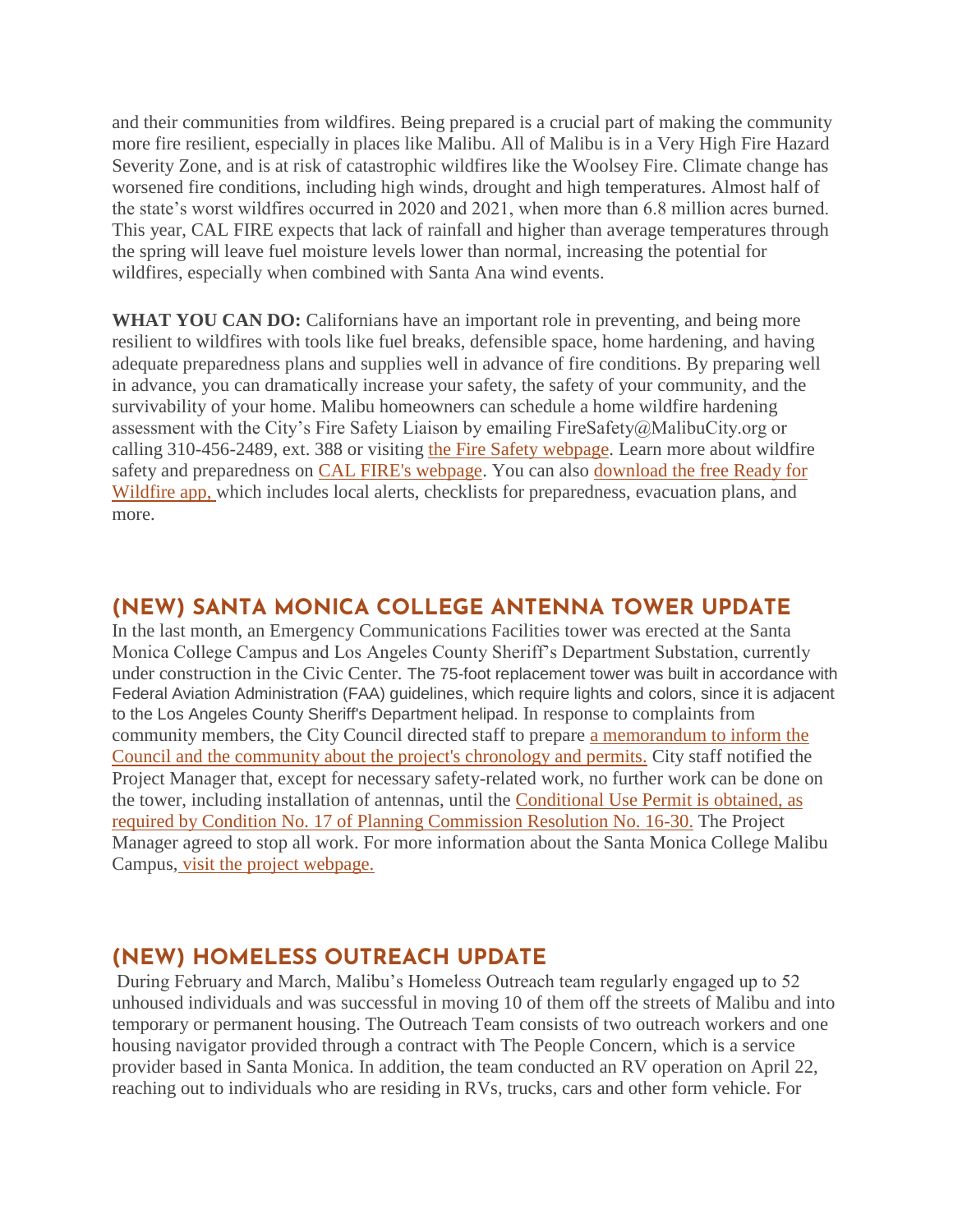and their communities from wildfires. Being prepared is a crucial part of making the community more fire resilient, especially in places like Malibu. All of Malibu is in a Very High Fire Hazard Severity Zone, and is at risk of catastrophic wildfires like the Woolsey Fire. Climate change has worsened fire conditions, including high winds, drought and high temperatures. Almost half of the state's worst wildfires occurred in 2020 and 2021, when more than 6.8 million acres burned. This year, CAL FIRE expects that lack of rainfall and higher than average temperatures through the spring will leave fuel moisture levels lower than normal, increasing the potential for wildfires, especially when combined with Santa Ana wind events.

**WHAT YOU CAN DO:** Californians have an important role in preventing, and being more resilient to wildfires with tools like fuel breaks, defensible space, home hardening, and having adequate preparedness plans and supplies well in advance of fire conditions. By preparing well in advance, you can dramatically increase your safety, the safety of your community, and the survivability of your home. Malibu homeowners can schedule a home wildfire hardening assessment with the City's Fire Safety Liaison by emailing FireSafety@MalibuCity.org or calling 310-456-2489, ext. 388 or visiting the Fire Safety webpage. Learn more about wildfire safety and preparedness on CAL FIRE's webpage. You can also download the free Ready for Wildfire app, which includes local alerts, checklists for preparedness, evacuation plans, and more.

## (NEW) SANTA MONICA COLLEGE ANTENNA TOWER UPDATE

In the last month, an Emergency Communications Facilities tower was erected at the Santa Monica College Campus and Los Angeles County Sheriff's Department Substation, currently under construction in the Civic Center. The 75-foot replacement tower was built in accordance with Federal Aviation Administration (FAA) guidelines, which require lights and colors, since it is adjacent to the Los Angeles County Sheriff's Department helipad. In response to complaints from community members, the City Council directed staff to prepare a memorandum to inform the Council and the community about the project's chronology and permits. City staff notified the Project Manager that, except for necessary safety-related work, no further work can be done on the tower, including installation of antennas, until the Conditional Use Permit is obtained, as required by Condition No. 17 of Planning Commission Resolution No. 16-30. The Project Manager agreed to stop all work. For more information about the Santa Monica College Malibu Campus, visit the project webpage.

## (NEW) HOMELESS OUTREACH UPDATE

During February and March, Malibu's Homeless Outreach team regularly engaged up to 52 unhoused individuals and was successful in moving 10 of them off the streets of Malibu and into temporary or permanent housing. The Outreach Team consists of two outreach workers and one housing navigator provided through a contract with The People Concern, which is a service provider based in Santa Monica. In addition, the team conducted an RV operation on April 22, reaching out to individuals who are residing in RVs, trucks, cars and other form vehicle. For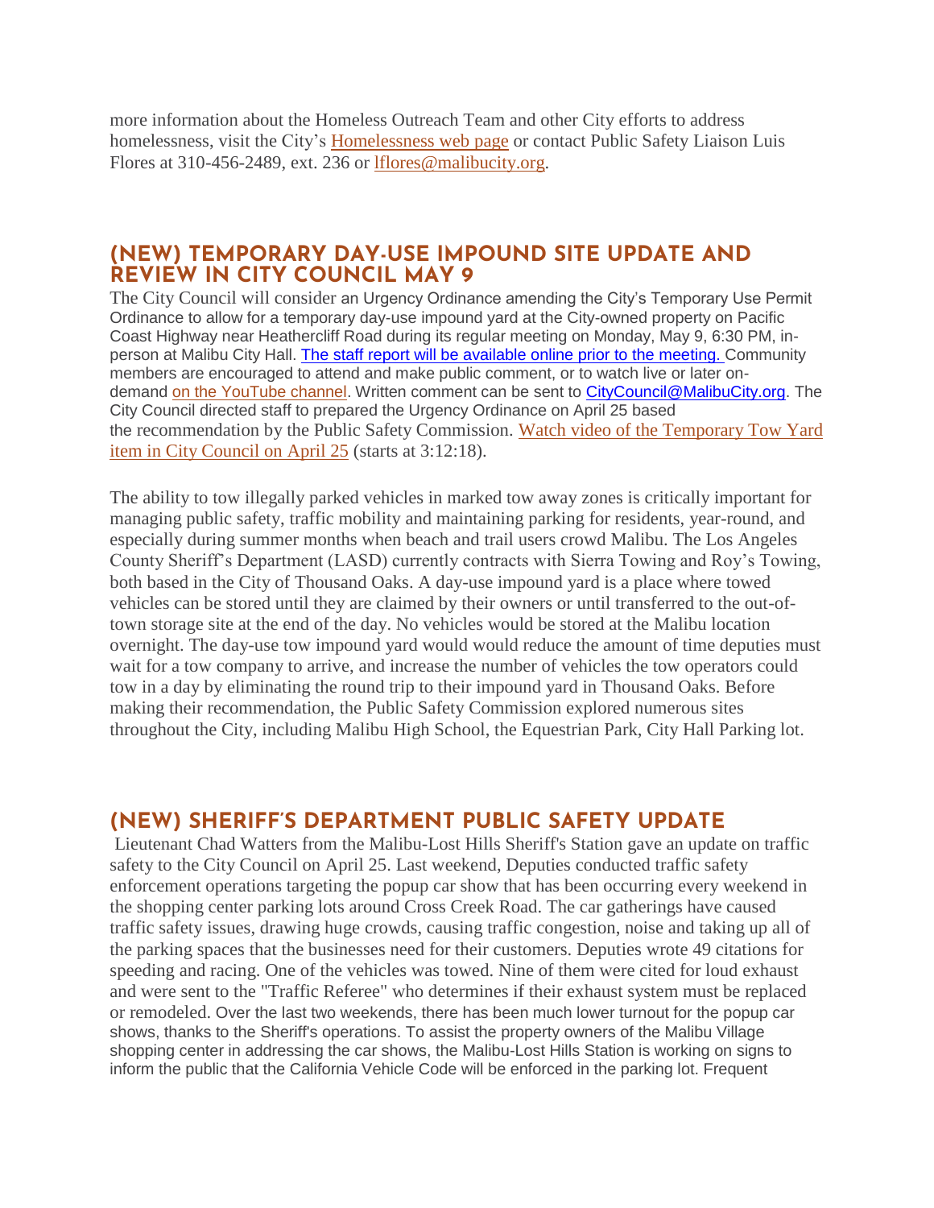more information about the Homeless Outreach Team and other City efforts to address homelessness, visit the City's Homelessness web page or contact Public Safety Liaison Luis Flores at 310-456-2489, ext. 236 or lflores@malibucity.org.

## (NEW) TEMPORARY DAY-USE IMPOUND SITE UPDATE AND REVIEW IN CITY COUNCIL MAY 9

The City Council will consider an Urgency Ordinance amending the City's Temporary Use Permit Ordinance to allow for a temporary day-use impound yard at the City-owned property on Pacific Coast Highway near Heathercliff Road during its regular meeting on Monday, May 9, 6:30 PM, in-person at Malibu City Hall. The staff report will be available online prior to the meeting. Community members are encouraged to attend and make public comment, or to watch live or later on-demand on the YouTube channel. Written comment can be sent to CityCouncil@MalibuCity.org. The City Council directed staff to prepared the Urgency Ordinance on April 25 based the recommendation by the Public Safety Commission. Watch video of the Temporary Tow Yard item in City Council on April 25 (starts at 3:12:18).

The ability to tow illegally parked vehicles in marked tow away zones is critically important for managing public safety, traffic mobility and maintaining parking for residents, year-round, and especially during summer months when beach and trail users crowd Malibu. The Los Angeles County Sheriff's Department (LASD) currently contracts with Sierra Towing and Roy's Towing, both based in the City of Thousand Oaks. A day-use impound yard is a place where towed vehicles can be stored until they are claimed by their owners or until transferred to the out-of-town storage site at the end of the day. No vehicles would be stored at the Malibu location overnight. The day-use tow impound yard would would reduce the amount of time deputies must wait for a tow company to arrive, and increase the number of vehicles the tow operators could tow in a day by eliminating the round trip to their impound yard in Thousand Oaks. Before making their recommendation, the Public Safety Commission explored numerous sites throughout the City, including Malibu High School, the Equestrian Park, City Hall Parking lot.

## (NEW) SHERIFF'S DEPARTMENT PUBLIC SAFETY UPDATE

Lieutenant Chad Watters from the Malibu-Lost Hills Sheriff's Station gave an update on traffic safety to the City Council on April 25. Last weekend, Deputies conducted traffic safety enforcement operations targeting the popup car show that has been occurring every weekend in the shopping center parking lots around Cross Creek Road. The car gatherings have caused traffic safety issues, drawing huge crowds, causing traffic congestion, noise and taking up all of the parking spaces that the businesses need for their customers. Deputies wrote 49 citations for speeding and racing. One of the vehicles was towed. Nine of them were cited for loud exhaust and were sent to the "Traffic Referee" who determines if their exhaust system must be replaced or remodeled. Over the last two weekends, there has been much lower turnout for the popup car shows, thanks to the Sheriff's operations. To assist the property owners of the Malibu Village shopping center in addressing the car shows, the Malibu-Lost Hills Station is working on signs to inform the public that the California Vehicle Code will be enforced in the parking lot. Frequent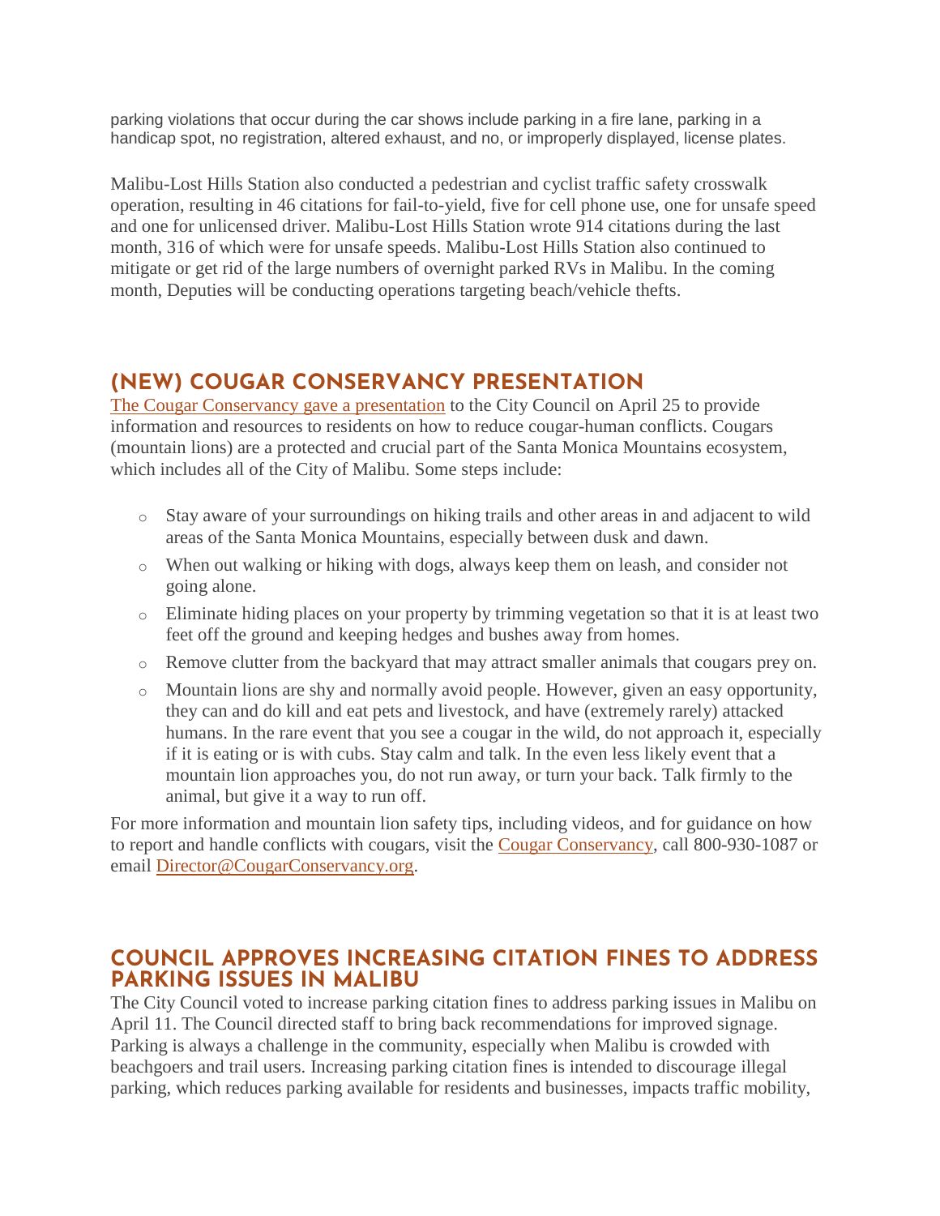parking violations that occur during the car shows include parking in a fire lane, parking in a handicap spot, no registration, altered exhaust, and no, or improperly displayed, license plates.

Malibu-Lost Hills Station also conducted a pedestrian and cyclist traffic safety crosswalk operation, resulting in 46 citations for fail-to-yield, five for cell phone use, one for unsafe speed and one for unlicensed driver. Malibu-Lost Hills Station wrote 914 citations during the last month, 316 of which were for unsafe speeds. Malibu-Lost Hills Station also continued to mitigate or get rid of the large numbers of overnight parked RVs in Malibu. In the coming month, Deputies will be conducting operations targeting beach/vehicle thefts.

## (NEW) COUGAR CONSERVANCY PRESENTATION

The Cougar Conservancy gave a presentation to the City Council on April 25 to provide information and resources to residents on how to reduce cougar-human conflicts. Cougars (mountain lions) are a protected and crucial part of the Santa Monica Mountains ecosystem, which includes all of the City of Malibu. Some steps include:

- Stay aware of your surroundings on hiking trails and other areas in and adjacent to wild areas of the Santa Monica Mountains, especially between dusk and dawn.
- When out walking or hiking with dogs, always keep them on leash, and consider not going alone.
- Eliminate hiding places on your property by trimming vegetation so that it is at least two feet off the ground and keeping hedges and bushes away from homes.
- Remove clutter from the backyard that may attract smaller animals that cougars prey on.
- Mountain lions are shy and normally avoid people. However, given an easy opportunity, they can and do kill and eat pets and livestock, and have (extremely rarely) attacked humans. In the rare event that you see a cougar in the wild, do not approach it, especially if it is eating or is with cubs. Stay calm and talk. In the even less likely event that a mountain lion approaches you, do not run away, or turn your back. Talk firmly to the animal, but give it a way to run off.

For more information and mountain lion safety tips, including videos, and for guidance on how to report and handle conflicts with cougars, visit the Cougar Conservancy, call 800-930-1087 or email Director@CougarConservancy.org.

## COUNCIL APPROVES INCREASING CITATION FINES TO ADDRESS PARKING ISSUES IN MALIBU

The City Council voted to increase parking citation fines to address parking issues in Malibu on April 11. The Council directed staff to bring back recommendations for improved signage. Parking is always a challenge in the community, especially when Malibu is crowded with beachgoers and trail users. Increasing parking citation fines is intended to discourage illegal parking, which reduces parking available for residents and businesses, impacts traffic mobility,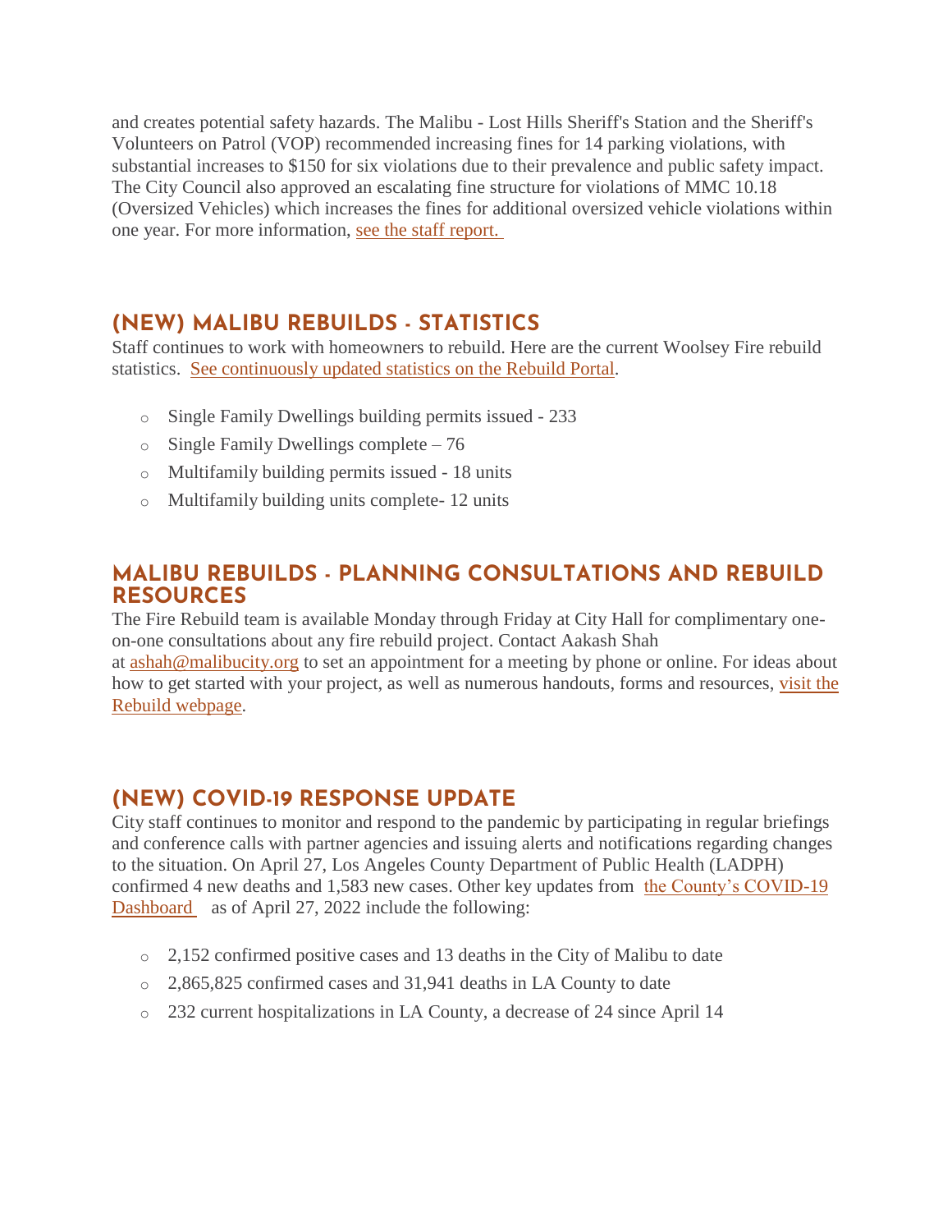and creates potential safety hazards. The Malibu - Lost Hills Sheriff's Station and the Sheriff's Volunteers on Patrol (VOP) recommended increasing fines for 14 parking violations, with substantial increases to $150 for six violations due to their prevalence and public safety impact. The City Council also approved an escalating fine structure for violations of MMC 10.18 (Oversized Vehicles) which increases the fines for additional oversized vehicle violations within one year. For more information, [see the staff report.](#)

## (NEW) MALIBU REBUILDS - STATISTICS

Staff continues to work with homeowners to rebuild. Here are the current Woolsey Fire rebuild statistics. [See continuously updated statistics on the Rebuild Portal](#).

- Single Family Dwellings building permits issued - 233
- Single Family Dwellings complete – 76
- Multifamily building permits issued - 18 units
- Multifamily building units complete- 12 units

## MALIBU REBUILDS - PLANNING CONSULTATIONS AND REBUILD RESOURCES

The Fire Rebuild team is available Monday through Friday at City Hall for complimentary one-on-one consultations about any fire rebuild project. Contact Aakash Shah at [ashah@malibucity.org](mailto:ashah@malibucity.org) to set an appointment for a meeting by phone or online. For ideas about how to get started with your project, as well as numerous handouts, forms and resources, [visit the Rebuild webpage](#).

## (NEW) COVID-19 RESPONSE UPDATE

City staff continues to monitor and respond to the pandemic by participating in regular briefings and conference calls with partner agencies and issuing alerts and notifications regarding changes to the situation. On April 27, Los Angeles County Department of Public Health (LADPH) confirmed 4 new deaths and 1,583 new cases. Other key updates from [the County's COVID-19 Dashboard](#) as of April 27, 2022 include the following:

- 2,152 confirmed positive cases and 13 deaths in the City of Malibu to date
- 2,865,825 confirmed cases and 31,941 deaths in LA County to date
- 232 current hospitalizations in LA County, a decrease of 24 since April 14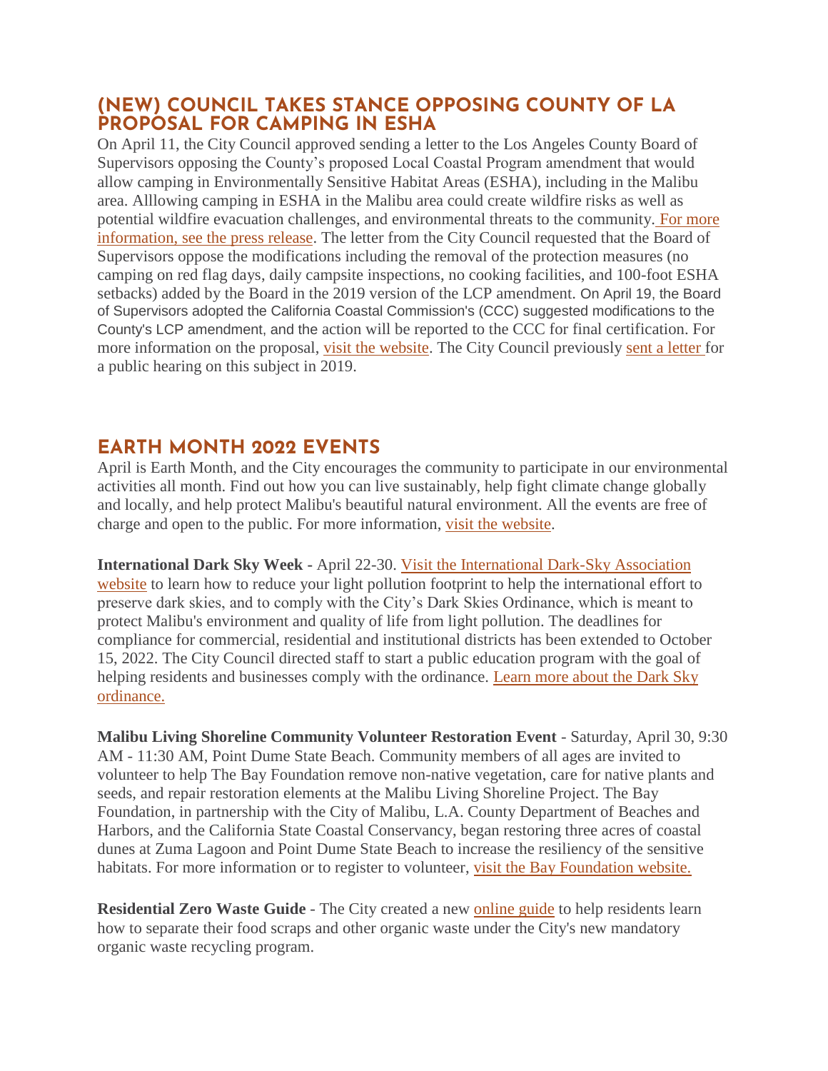## (NEW) COUNCIL TAKES STANCE OPPOSING COUNTY OF LA PROPOSAL FOR CAMPING IN ESHA

On April 11, the City Council approved sending a letter to the Los Angeles County Board of Supervisors opposing the County's proposed Local Coastal Program amendment that would allow camping in Environmentally Sensitive Habitat Areas (ESHA), including in the Malibu area. Alllowing camping in ESHA in the Malibu area could create wildfire risks as well as potential wildfire evacuation challenges, and environmental threats to the community. For more information, see the press release. The letter from the City Council requested that the Board of Supervisors oppose the modifications including the removal of the protection measures (no camping on red flag days, daily campsite inspections, no cooking facilities, and 100-foot ESHA setbacks) added by the Board in the 2019 version of the LCP amendment. On April 19, the Board of Supervisors adopted the California Coastal Commission's (CCC) suggested modifications to the County's LCP amendment, and the action will be reported to the CCC for final certification. For more information on the proposal, visit the website. The City Council previously sent a letter for a public hearing on this subject in 2019.

## EARTH MONTH 2022 EVENTS

April is Earth Month, and the City encourages the community to participate in our environmental activities all month. Find out how you can live sustainably, help fight climate change globally and locally, and help protect Malibu's beautiful natural environment. All the events are free of charge and open to the public. For more information, visit the website.

**International Dark Sky Week** - April 22-30. Visit the International Dark-Sky Association website to learn how to reduce your light pollution footprint to help the international effort to preserve dark skies, and to comply with the City's Dark Skies Ordinance, which is meant to protect Malibu's environment and quality of life from light pollution. The deadlines for compliance for commercial, residential and institutional districts has been extended to October 15, 2022. The City Council directed staff to start a public education program with the goal of helping residents and businesses comply with the ordinance. Learn more about the Dark Sky ordinance.

**Malibu Living Shoreline Community Volunteer Restoration Event** - Saturday, April 30, 9:30 AM - 11:30 AM, Point Dume State Beach. Community members of all ages are invited to volunteer to help The Bay Foundation remove non-native vegetation, care for native plants and seeds, and repair restoration elements at the Malibu Living Shoreline Project. The Bay Foundation, in partnership with the City of Malibu, L.A. County Department of Beaches and Harbors, and the California State Coastal Conservancy, began restoring three acres of coastal dunes at Zuma Lagoon and Point Dume State Beach to increase the resiliency of the sensitive habitats. For more information or to register to volunteer, visit the Bay Foundation website.

**Residential Zero Waste Guide** - The City created a new online guide to help residents learn how to separate their food scraps and other organic waste under the City's new mandatory organic waste recycling program.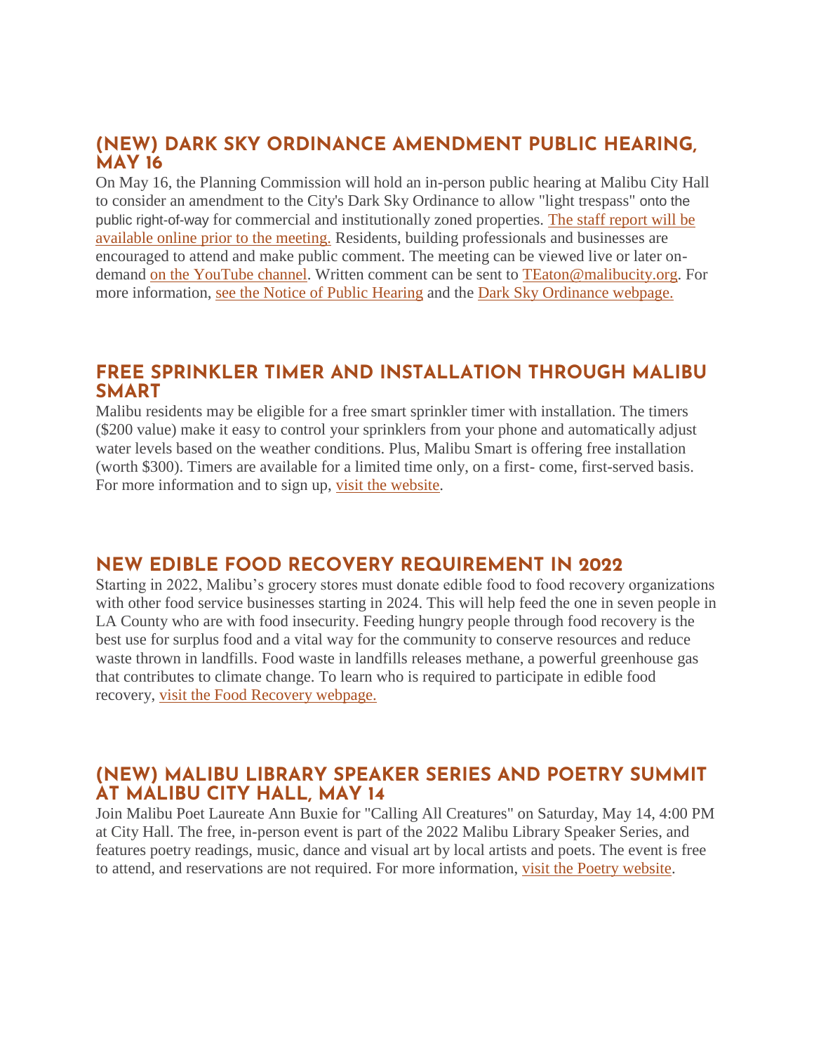## (NEW) DARK SKY ORDINANCE AMENDMENT PUBLIC HEARING, MAY 16

On May 16, the Planning Commission will hold an in-person public hearing at Malibu City Hall to consider an amendment to the City's Dark Sky Ordinance to allow "light trespass" onto the public right-of-way for commercial and institutionally zoned properties. The staff report will be available online prior to the meeting. Residents, building professionals and businesses are encouraged to attend and make public comment. The meeting can be viewed live or later on-demand on the YouTube channel. Written comment can be sent to TEaton@malibucity.org. For more information, see the Notice of Public Hearing and the Dark Sky Ordinance webpage.

## FREE SPRINKLER TIMER AND INSTALLATION THROUGH MALIBU SMART

Malibu residents may be eligible for a free smart sprinkler timer with installation. The timers ($200 value) make it easy to control your sprinklers from your phone and automatically adjust water levels based on the weather conditions. Plus, Malibu Smart is offering free installation (worth $300). Timers are available for a limited time only, on a first- come, first-served basis. For more information and to sign up, visit the website.

## NEW EDIBLE FOOD RECOVERY REQUIREMENT IN 2022

Starting in 2022, Malibu's grocery stores must donate edible food to food recovery organizations with other food service businesses starting in 2024. This will help feed the one in seven people in LA County who are with food insecurity. Feeding hungry people through food recovery is the best use for surplus food and a vital way for the community to conserve resources and reduce waste thrown in landfills. Food waste in landfills releases methane, a powerful greenhouse gas that contributes to climate change. To learn who is required to participate in edible food recovery, visit the Food Recovery webpage.

## (NEW) MALIBU LIBRARY SPEAKER SERIES AND POETRY SUMMIT AT MALIBU CITY HALL, MAY 14

Join Malibu Poet Laureate Ann Buxie for "Calling All Creatures" on Saturday, May 14, 4:00 PM at City Hall. The free, in-person event is part of the 2022 Malibu Library Speaker Series, and features poetry readings, music, dance and visual art by local artists and poets. The event is free to attend, and reservations are not required. For more information, visit the Poetry website.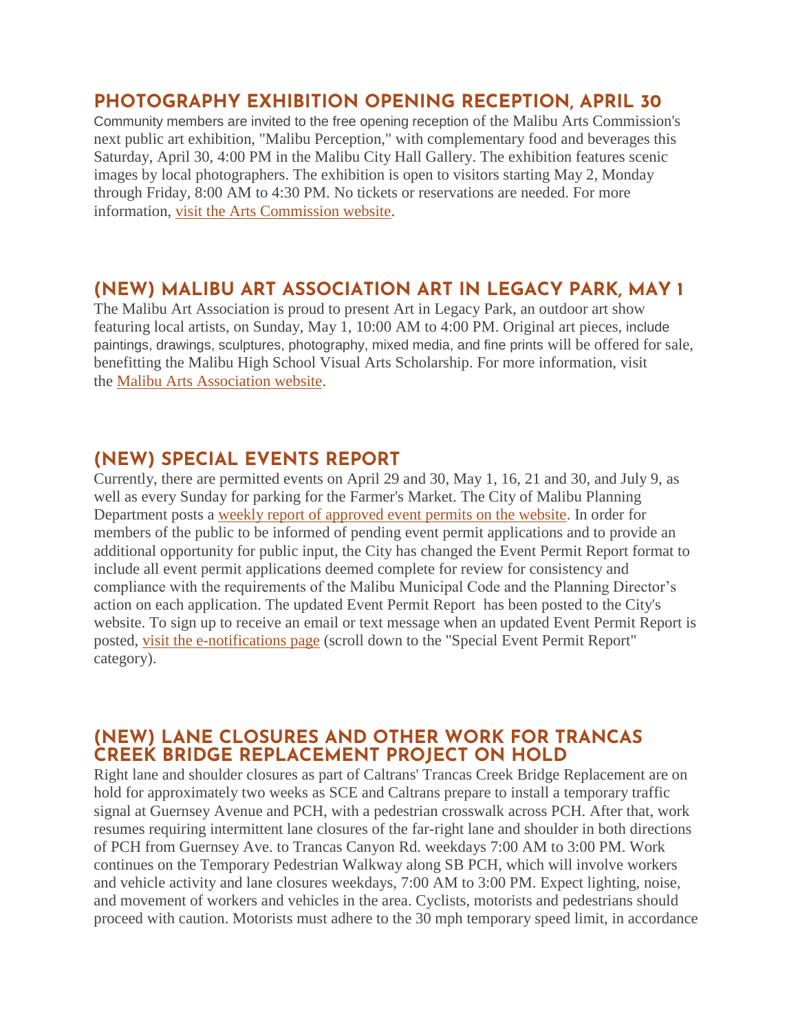## PHOTOGRAPHY EXHIBITION OPENING RECEPTION, APRIL 30

Community members are invited to the free opening reception of the Malibu Arts Commission's next public art exhibition, "Malibu Perception," with complementary food and beverages this Saturday, April 30, 4:00 PM in the Malibu City Hall Gallery. The exhibition features scenic images by local photographers. The exhibition is open to visitors starting May 2, Monday through Friday, 8:00 AM to 4:30 PM. No tickets or reservations are needed. For more information, visit the Arts Commission website.

## (NEW) MALIBU ART ASSOCIATION ART IN LEGACY PARK, MAY 1

The Malibu Art Association is proud to present Art in Legacy Park, an outdoor art show featuring local artists, on Sunday, May 1, 10:00 AM to 4:00 PM. Original art pieces, include paintings, drawings, sculptures, photography, mixed media, and fine prints will be offered for sale, benefitting the Malibu High School Visual Arts Scholarship. For more information, visit the Malibu Arts Association website.

## (NEW) SPECIAL EVENTS REPORT

Currently, there are permitted events on April 29 and 30, May 1, 16, 21 and 30, and July 9, as well as every Sunday for parking for the Farmer's Market. The City of Malibu Planning Department posts a weekly report of approved event permits on the website. In order for members of the public to be informed of pending event permit applications and to provide an additional opportunity for public input, the City has changed the Event Permit Report format to include all event permit applications deemed complete for review for consistency and compliance with the requirements of the Malibu Municipal Code and the Planning Director's action on each application. The updated Event Permit Report has been posted to the City's website. To sign up to receive an email or text message when an updated Event Permit Report is posted, visit the e-notifications page (scroll down to the "Special Event Permit Report" category).

## (NEW) LANE CLOSURES AND OTHER WORK FOR TRANCAS CREEK BRIDGE REPLACEMENT PROJECT ON HOLD

Right lane and shoulder closures as part of Caltrans' Trancas Creek Bridge Replacement are on hold for approximately two weeks as SCE and Caltrans prepare to install a temporary traffic signal at Guernsey Avenue and PCH, with a pedestrian crosswalk across PCH. After that, work resumes requiring intermittent lane closures of the far-right lane and shoulder in both directions of PCH from Guernsey Ave. to Trancas Canyon Rd. weekdays 7:00 AM to 3:00 PM. Work continues on the Temporary Pedestrian Walkway along SB PCH, which will involve workers and vehicle activity and lane closures weekdays, 7:00 AM to 3:00 PM. Expect lighting, noise, and movement of workers and vehicles in the area. Cyclists, motorists and pedestrians should proceed with caution. Motorists must adhere to the 30 mph temporary speed limit, in accordance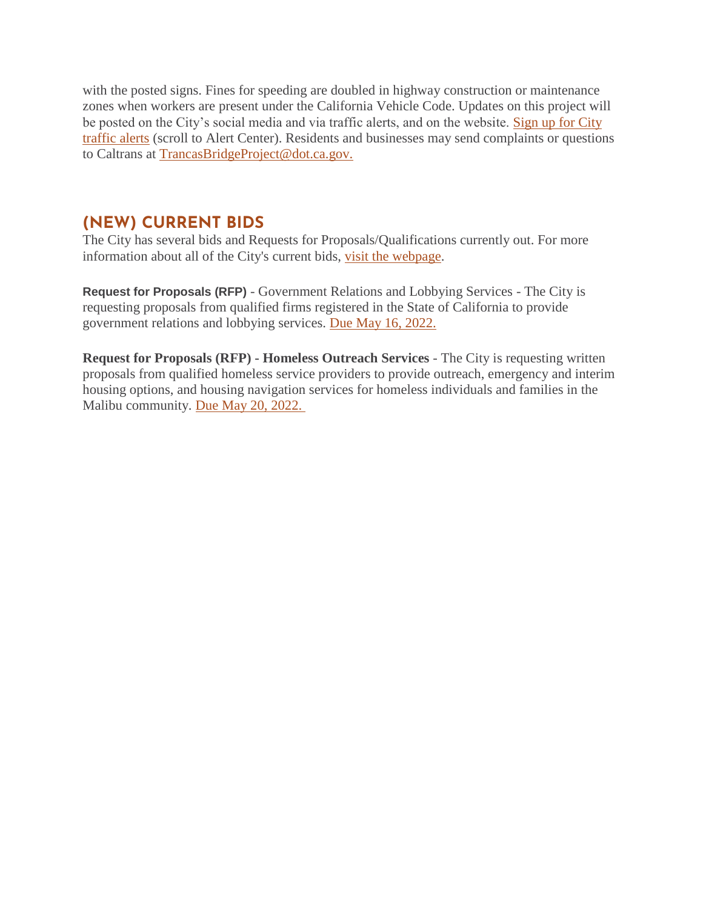with the posted signs. Fines for speeding are doubled in highway construction or maintenance zones when workers are present under the California Vehicle Code. Updates on this project will be posted on the City's social media and via traffic alerts, and on the website. Sign up for City traffic alerts (scroll to Alert Center). Residents and businesses may send complaints or questions to Caltrans at TrancasBridgeProject@dot.ca.gov.

## (NEW) CURRENT BIDS

The City has several bids and Requests for Proposals/Qualifications currently out. For more information about all of the City's current bids, visit the webpage.

**Request for Proposals (RFP)** - Government Relations and Lobbying Services - The City is requesting proposals from qualified firms registered in the State of California to provide government relations and lobbying services. Due May 16, 2022.

**Request for Proposals (RFP) - Homeless Outreach Services** - The City is requesting written proposals from qualified homeless service providers to provide outreach, emergency and interim housing options, and housing navigation services for homeless individuals and families in the Malibu community. Due May 20, 2022.